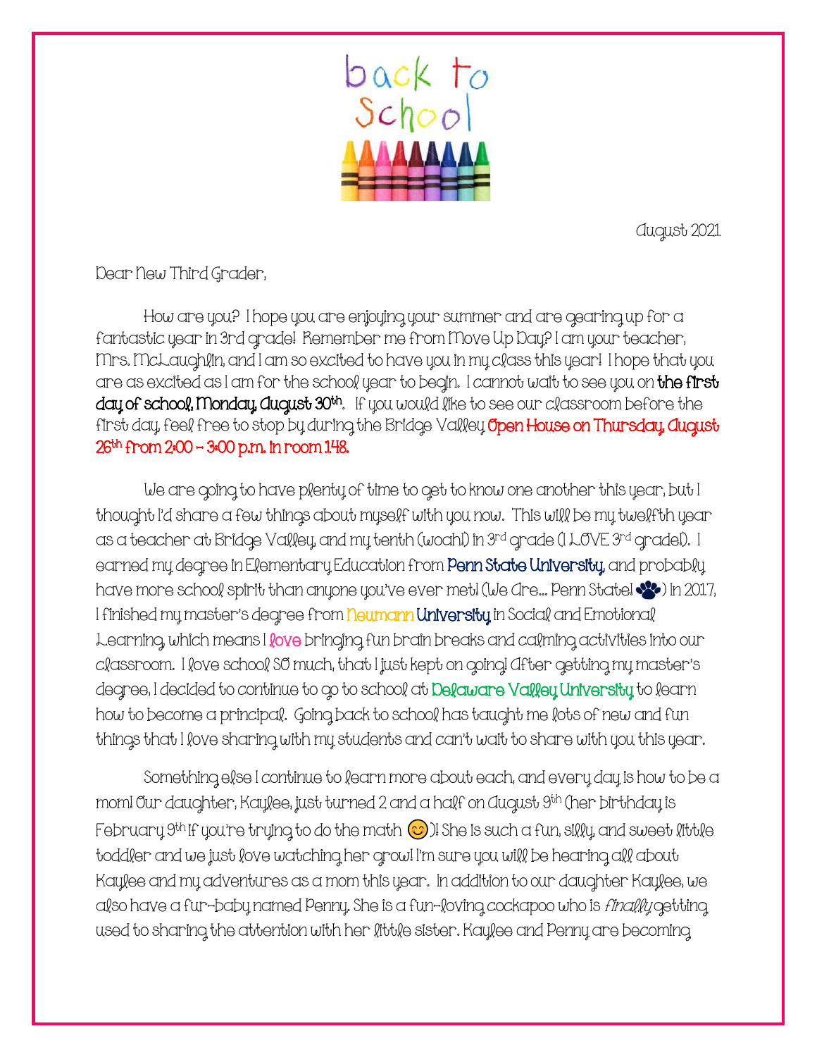back to School

August 2021

Dear New Third Grader,

How are you? I hope you are enjoying your summer and are gearing up for a fantastic year in 3rd grade! Remember me from Move Up Day? I am your teacher, Mrs. McLaughlin, and I am so excited to have you in my class this year! I hope that you are as excited as I am for the school year to begin. I cannot wait to see you on **the first day of school, Monday, August 30th**. If you would like to see our classroom before the first day, feel free to stop by during the Bridge Valley **Open House on Thursday, August 26th from 2:00 – 3:00 p.m. in room 148.**

We are going to have plenty of time to get to know one another this year, but I thought I'd share a few things about myself with you now. This will be my twelfth year as a teacher at Bridge Valley, and my tenth (woah!) in 3rd grade (I LOVE 3rd grade!). I earned my degree in Elementary Education from **Penn State University**, and probably have more school spirit than anyone you've ever met! (We Are… Penn State! 🐾) In 2017, I finished my master's degree from **Neumann University** in Social and Emotional Learning, which means I love bringing fun brain breaks and calming activities into our classroom. I love school SO much, that I just kept on going! After getting my master's degree, I decided to continue to go to school at Delaware Valley University to learn how to become a principal. Going back to school has taught me lots of new and fun things that I love sharing with my students and can't wait to share with you this year.

Something else I continue to learn more about each, and every day is how to be a mom! Our daughter, Kaylee, just turned 2 and a half on August 9th (her birthday is February 9th if you're trying to do the math 😊)! She is such a fun, silly, and sweet little toddler and we just love watching her grow! I'm sure you will be hearing all about Kaylee and my adventures as a mom this year. In addition to our daughter Kaylee, we also have a fur-baby named Penny. She is a fun-loving cockapoo who is *finally* getting used to sharing the attention with her little sister. Kaylee and Penny are becoming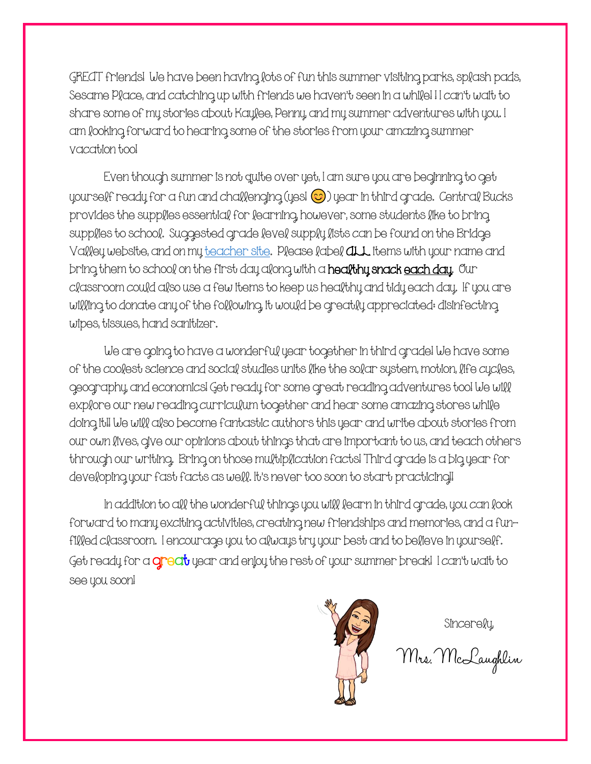GREAT friends! We have been having lots of fun this summer visiting parks, splash pads, Sesame Place, and catching up with friends we haven't seen in a while! I can't wait to share some of my stories about Kaylee, Penny, and my summer adventures with you. I am looking forward to hearing some of the stories from your amazing summer vacation too!

Even though summer is not quite over yet, I am sure you are beginning to get yourself ready for a fun and challenging (yes! 😊) year in third grade. Central Bucks provides the supplies essential for learning, however, some students like to bring supplies to school. Suggested grade level supply lists can be found on the Bridge Valley website, and on my teacher site. Please label **ALL** items with your name and bring them to school on the first day along with a **healthy snack** **each day**. Our classroom could also use a few items to keep us healthy and tidy each day. If you are willing to donate any of the following, it would be greatly appreciated: disinfecting wipes, tissues, hand sanitizer.

We are going to have a wonderful year together in third grade! We have some of the coolest science and social studies units like the solar system, motion, life cycles, geography, and economics! Get ready for some great reading adventures too! We will explore our new reading curriculum together and hear some amazing stores while doing it!! We will also become fantastic authors this year and write about stories from our own lives, give our opinions about things that are important to us, and teach others through our writing. Bring on those multiplication facts! Third grade is a big year for developing your fast facts as well. It's never too soon to start practicing!!

In addition to all the wonderful things you will learn in third grade, you can look forward to many exciting activities, creating new friendships and memories, and a fun-filled classroom. I encourage you to always try your best and to believe in yourself. Get ready for a great year and enjoy the rest of your summer break! I can't wait to see you soon!

Sincerely,

Mrs. McLaughlin